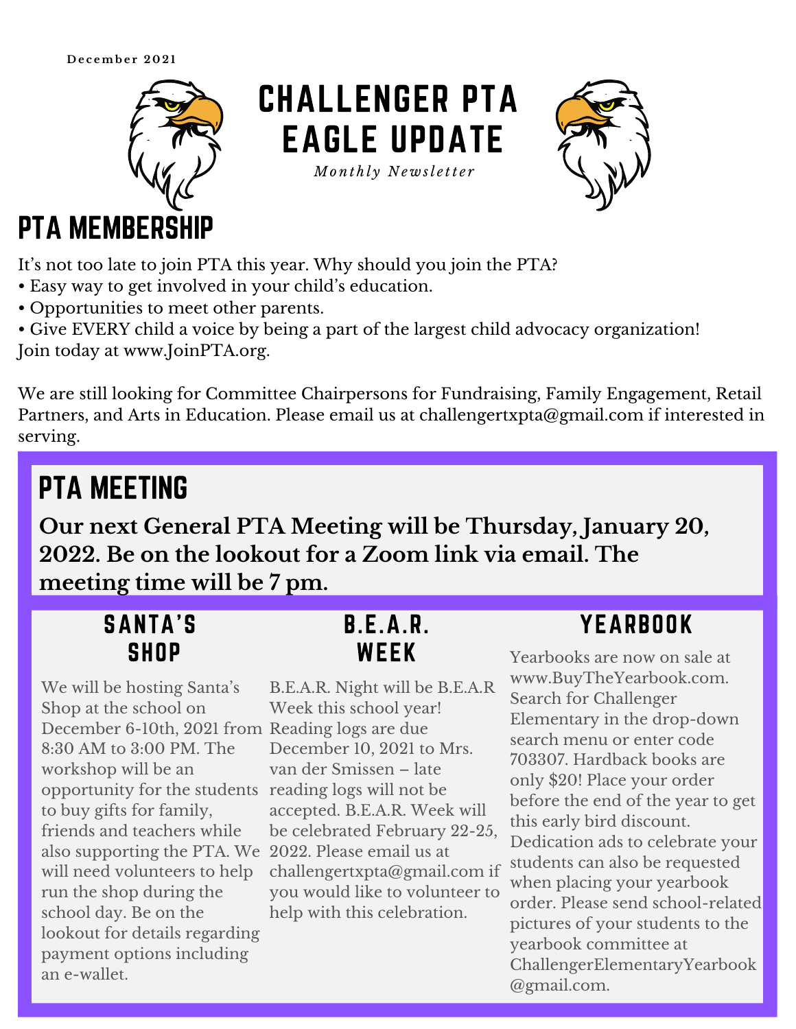December 2021

# CHALLENGER PTA EAGLE UPDATE

*Monthly Newsletter*

## PTA MEMBERSHIP

It's not too late to join PTA this year. Why should you join the PTA?

- Easy way to get involved in your child's education.
- Opportunities to meet other parents.
- Give EVERY child a voice by being a part of the largest child advocacy organization!

Join today at www.JoinPTA.org.

We are still looking for Committee Chairpersons for Fundraising, Family Engagement, Retail Partners, and Arts in Education. Please email us at challengertxpta@gmail.com if interested in serving.

## PTA MEETING

**Our next General PTA Meeting will be Thursday, January 20, 2022. Be on the lookout for a Zoom link via email. The meeting time will be 7 pm.**

### SANTA'S SHOP

We will be hosting Santa's Shop at the school on December 6-10th, 2021 from 8:30 AM to 3:00 PM. The workshop will be an opportunity for the students to buy gifts for family, friends and teachers while also supporting the PTA. We will need volunteers to help run the shop during the school day. Be on the lookout for details regarding payment options including an e-wallet.

### B.E.A.R. WEEK

B.E.A.R. Night will be B.E.A.R Week this school year! Reading logs are due December 10, 2021 to Mrs. van der Smissen – late reading logs will not be accepted. B.E.A.R. Week will be celebrated February 22-25, 2022. Please email us at challengertxpta@gmail.com if you would like to volunteer to help with this celebration.

### YEARBOOK

Yearbooks are now on sale at www.BuyTheYearbook.com. Search for Challenger Elementary in the drop-down search menu or enter code 703307. Hardback books are only $20! Place your order before the end of the year to get this early bird discount. Dedication ads to celebrate your students can also be requested when placing your yearbook order. Please send school-related pictures of your students to the yearbook committee at ChallengerElementaryYearbook@gmail.com.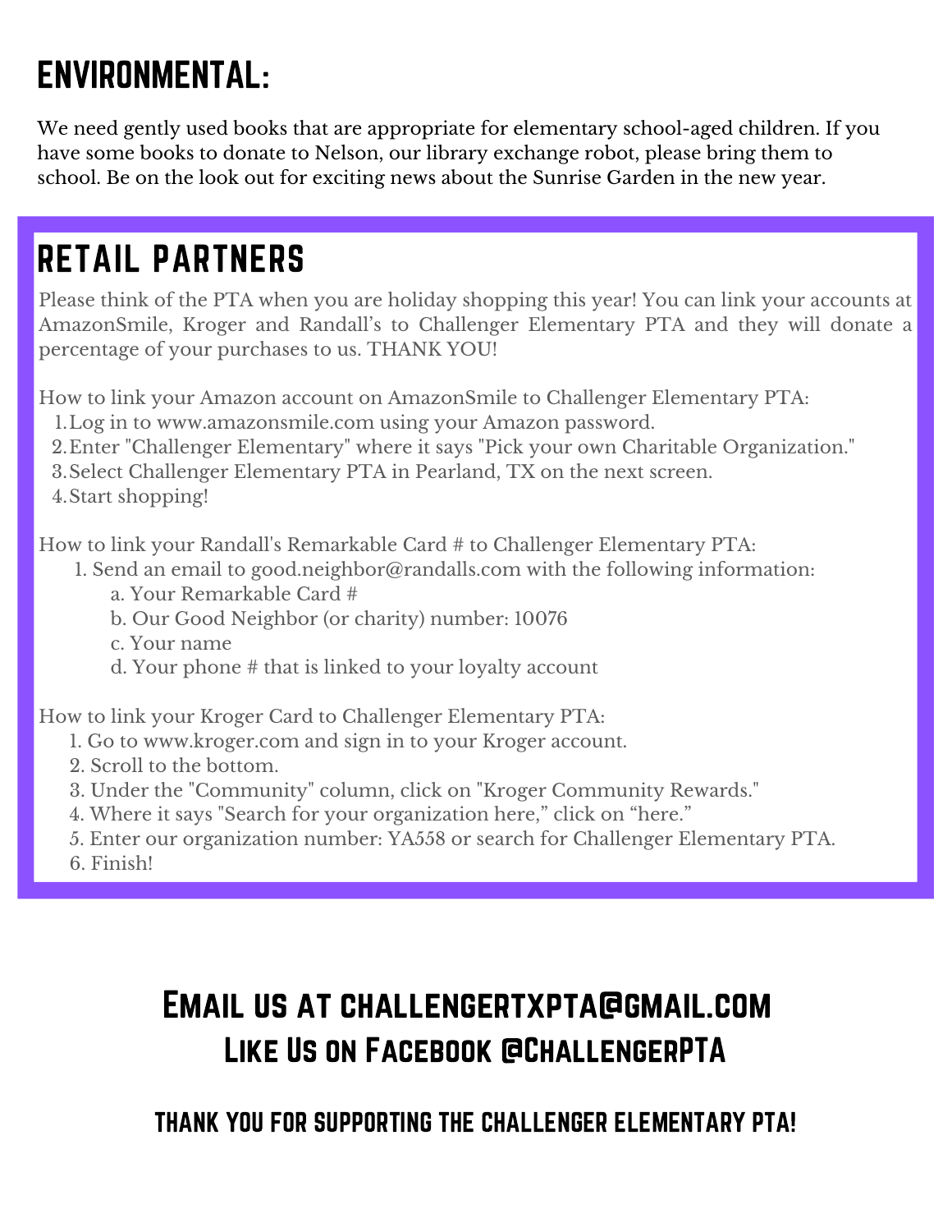## ENVIRONMENTAL:

We need gently used books that are appropriate for elementary school-aged children. If you have some books to donate to Nelson, our library exchange robot, please bring them to school. Be on the look out for exciting news about the Sunrise Garden in the new year.

## RETAIL PARTNERS

Please think of the PTA when you are holiday shopping this year! You can link your accounts at AmazonSmile, Kroger and Randall's to Challenger Elementary PTA and they will donate a percentage of your purchases to us. THANK YOU!

How to link your Amazon account on AmazonSmile to Challenger Elementary PTA:

1. Log in to www.amazonsmile.com using your Amazon password.
2. Enter "Challenger Elementary" where it says "Pick your own Charitable Organization."
3. Select Challenger Elementary PTA in Pearland, TX on the next screen.
4. Start shopping!

How to link your Randall's Remarkable Card # to Challenger Elementary PTA:

1. Send an email to good.neighbor@randalls.com with the following information:
   - a. Your Remarkable Card #
   - b. Our Good Neighbor (or charity) number: 10076
   - c. Your name
   - d. Your phone # that is linked to your loyalty account

How to link your Kroger Card to Challenger Elementary PTA:

1. Go to www.kroger.com and sign in to your Kroger account.
2. Scroll to the bottom.
3. Under the "Community" column, click on "Kroger Community Rewards."
4. Where it says "Search for your organization here," click on "here."
5. Enter our organization number: YA558 or search for Challenger Elementary PTA.
6. Finish!

## Email us at challengertxpta@gmail.com
## Like Us on Facebook @ChallengerPTA

### THANK YOU FOR SUPPORTING THE CHALLENGER ELEMENTARY PTA!